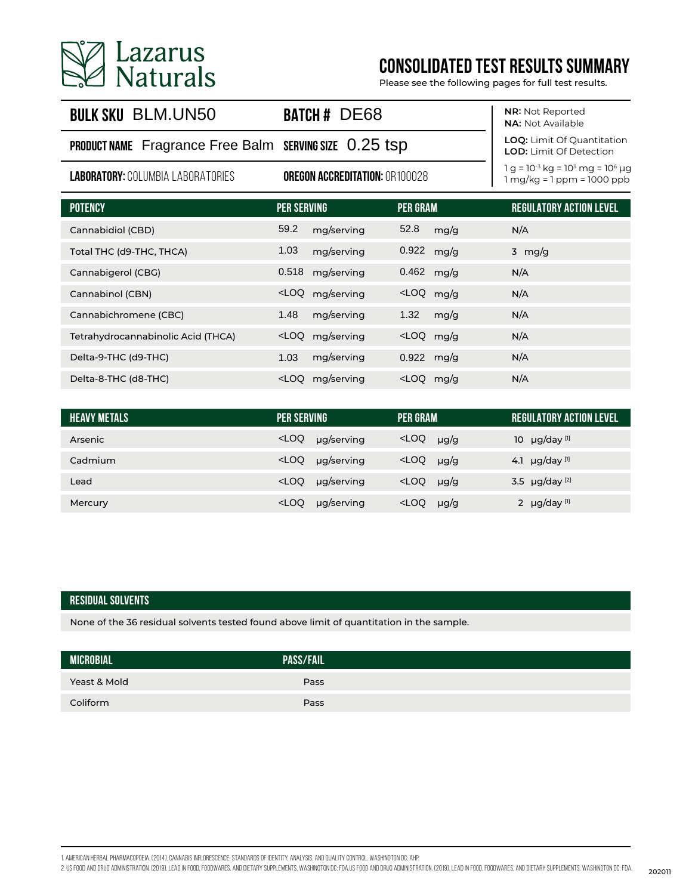# Lazarus Naturals

## CONSOLIDATED TEST RESULTS SUMMARY

Please see the following pages for full test results.

**BULK SKU** BLM.UN50 **BATCH #** DE68

**PRODUCT NAME** Fragrance Free Balm **SERVING SIZE** 0.25 tsp

**LABORATORY:** COLUMBIA LABORATORIES **OREGON ACCREDITATION:** OR100028

**NR:** Not Reported
**NA:** Not Available

**LOQ:** Limit Of Quantitation
**LOD:** Limit Of Detection

1 g = $10^{-3}$ kg = $10^{3}$ mg = $10^{6}$ µg
1 mg/kg = 1 ppm = 1000 ppb

| POTENCY | PER SERVING | PER GRAM | REGULATORY ACTION LEVEL |
|---|---|---|---|
| Cannabidiol (CBD) | 59.2 mg/serving | 52.8 mg/g | N/A |
| Total THC (d9-THC, THCA) | 1.03 mg/serving | 0.922 mg/g | 3 mg/g |
| Cannabigerol (CBG) | 0.518 mg/serving | 0.462 mg/g | N/A |
| Cannabinol (CBN) | <LOQ mg/serving | <LOQ mg/g | N/A |
| Cannabichromene (CBC) | 1.48 mg/serving | 1.32 mg/g | N/A |
| Tetrahydrocannabinolic Acid (THCA) | <LOQ mg/serving | <LOQ mg/g | N/A |
| Delta-9-THC (d9-THC) | 1.03 mg/serving | 0.922 mg/g | N/A |
| Delta-8-THC (d8-THC) | <LOQ mg/serving | <LOQ mg/g | N/A |

| HEAVY METALS | PER SERVING | PER GRAM | REGULATORY ACTION LEVEL |
|---|---|---|---|
| Arsenic | <LOQ µg/serving | <LOQ µg/g | 10 µg/day [1] |
| Cadmium | <LOQ µg/serving | <LOQ µg/g | 4.1 µg/day [1] |
| Lead | <LOQ µg/serving | <LOQ µg/g | 3.5 µg/day [2] |
| Mercury | <LOQ µg/serving | <LOQ µg/g | 2 µg/day [1] |

| RESIDUAL SOLVENTS |
|---|
| None of the 36 residual solvents tested found above limit of quantitation in the sample. |

| MICROBIAL | PASS/FAIL |
|---|---|
| Yeast & Mold | Pass |
| Coliform | Pass |

1. American Herbal Pharmacopoeia. (2014). Cannabis Inflorescence: Standards of Identity, Analysis, and Quality Control. Washington DC: AHP.
2. US Food and Drug Administration. (2019). Lead in Food, Foodwares, and Dietary Supplements. Washington DC: FDA.US Food and Drug Administration. (2019). Lead in Food, Foodwares, and Dietary Supplements. Washington DC: FDA.

202011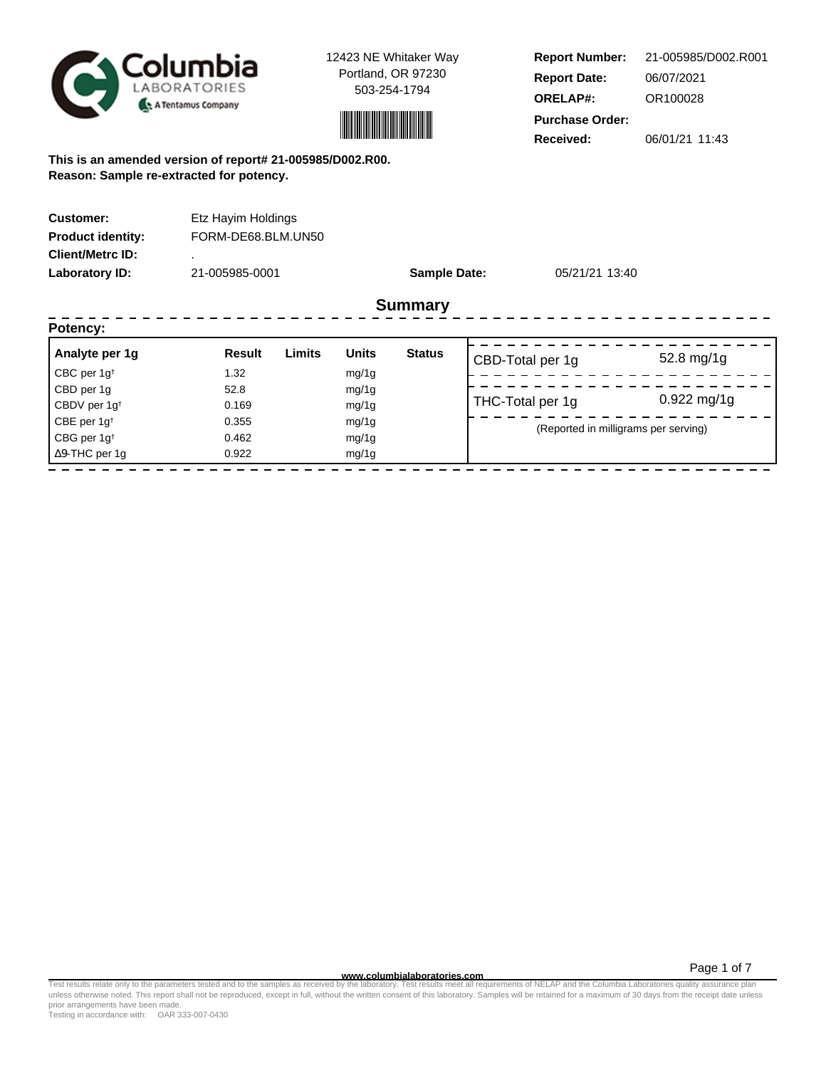Columbia Laboratories — A Tentamus Company

12423 NE Whitaker Way
Portland, OR 97230
503-254-1794

| | |
|---|---|
| **Report Number:** | 21-005985/D002.R001 |
| **Report Date:** | 06/07/2021 |
| **ORELAP#:** | OR100028 |
| **Purchase Order:** | |
| **Received:** | 06/01/21 11:43 |

**This is an amended version of report# 21-005985/D002.R00.**
**Reason: Sample re-extracted for potency.**

| | | | |
|---|---|---|---|
| **Customer:** | Etz Hayim Holdings | | |
| **Product identity:** | FORM-DE68.BLM.UN50 | | |
| **Client/Metrc ID:** | . | | |
| **Laboratory ID:** | 21-005985-0001 | **Sample Date:** | 05/21/21 13:40 |

## Summary

**Potency:**

| Analyte per 1g | Result | Limits | Units | Status |
|---|---|---|---|---|
| CBC per 1g† | 1.32 | | mg/1g | |
| CBD per 1g | 52.8 | | mg/1g | |
| CBDV per 1g† | 0.169 | | mg/1g | |
| CBE per 1g† | 0.355 | | mg/1g | |
| CBG per 1g† | 0.462 | | mg/1g | |
| Δ9-THC per 1g | 0.922 | | mg/1g | |

| | |
|---|---|
| CBD-Total per 1g | 52.8 mg/1g |
| THC-Total per 1g | 0.922 mg/1g |

(Reported in milligrams per serving)

www.columbialaboratories.com

Test results relate only to the parameters tested and to the samples as received by the laboratory. Test results meet all requirements of NELAP and the Columbia Laboratories quality assurance plan unless otherwise noted. This report shall not be reproduced, except in full, without the written consent of this laboratory. Samples will be retained for a maximum of 30 days from the receipt date unless prior arrangements have been made.
Testing in accordance with: OAR 333-007-0430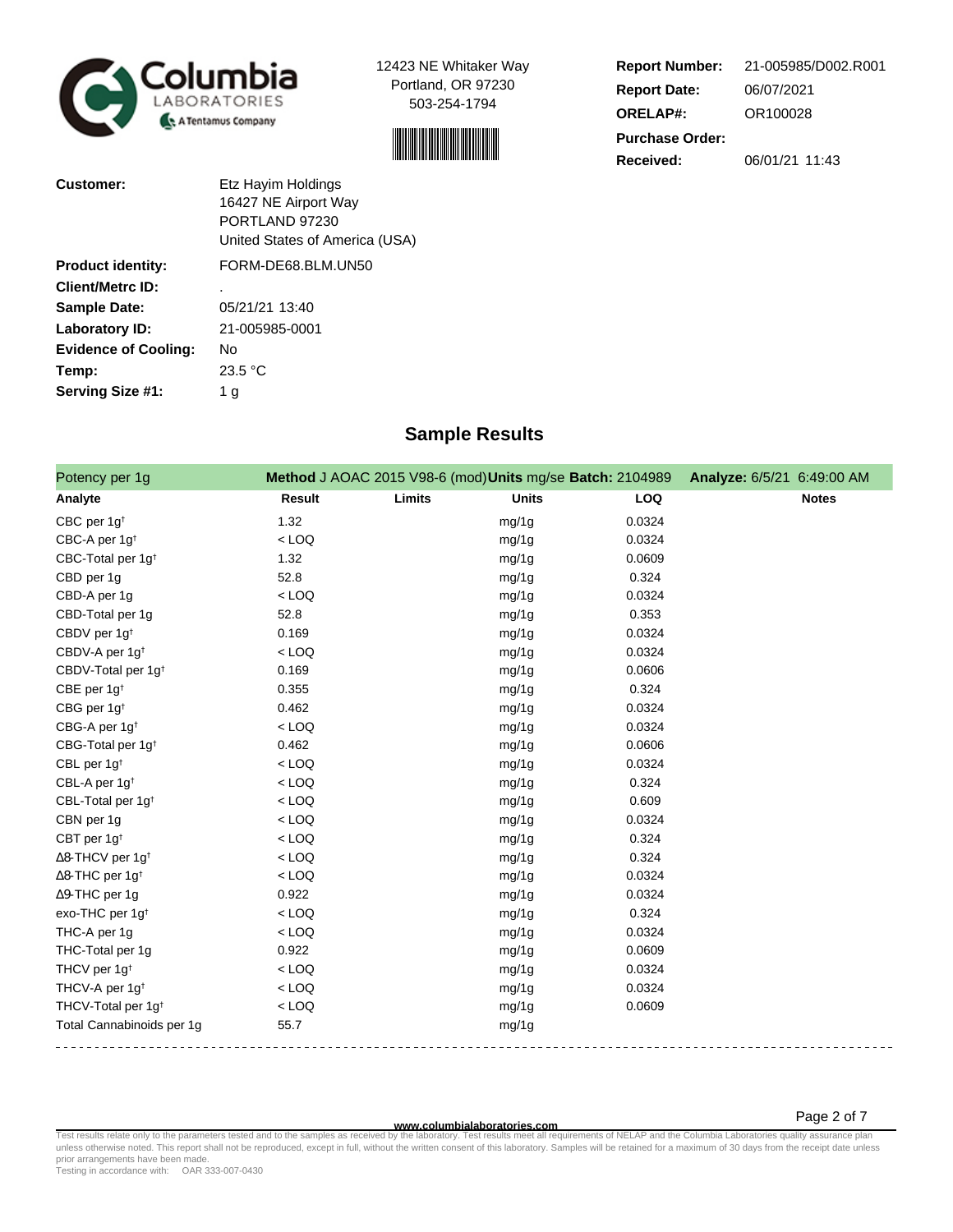Columbia LABORATORIES
A Tentamus Company

12423 NE Whitaker Way
Portland, OR 97230
503-254-1794

| | |
|---|---|
| **Report Number:** | 21-005985/D002.R001 |
| **Report Date:** | 06/07/2021 |
| **ORELAP#:** | OR100028 |
| **Purchase Order:** | |
| **Received:** | 06/01/21 11:43 |

| | |
|---|---|
| **Customer:** | Etz Hayim Holdings<br>16427 NE Airport Way<br>PORTLAND 97230<br>United States of America (USA) |
| **Product identity:** | FORM-DE68.BLM.UN50 |
| **Client/Metrc ID:** | . |
| **Sample Date:** | 05/21/21 13:40 |
| **Laboratory ID:** | 21-005985-0001 |
| **Evidence of Cooling:** | No |
| **Temp:** | 23.5 °C |
| **Serving Size #1:** | 1 g |

## Sample Results

**Potency per 1g** — **Method** J AOAC 2015 V98-6 (mod) **Units** mg/se **Batch:** 2104989 **Analyze:** 6/5/21 6:49:00 AM

| Analyte | Result | Limits | Units | LOQ | Notes |
|---|---|---|---|---|---|
| CBC per 1g† | 1.32 | | mg/1g | 0.0324 | |
| CBC-A per 1g† | < LOQ | | mg/1g | 0.0324 | |
| CBC-Total per 1g† | 1.32 | | mg/1g | 0.0609 | |
| CBD per 1g | 52.8 | | mg/1g | 0.324 | |
| CBD-A per 1g | < LOQ | | mg/1g | 0.0324 | |
| CBD-Total per 1g | 52.8 | | mg/1g | 0.353 | |
| CBDV per 1g† | 0.169 | | mg/1g | 0.0324 | |
| CBDV-A per 1g† | < LOQ | | mg/1g | 0.0324 | |
| CBDV-Total per 1g† | 0.169 | | mg/1g | 0.0606 | |
| CBE per 1g† | 0.355 | | mg/1g | 0.324 | |
| CBG per 1g† | 0.462 | | mg/1g | 0.0324 | |
| CBG-A per 1g† | < LOQ | | mg/1g | 0.0324 | |
| CBG-Total per 1g† | 0.462 | | mg/1g | 0.0606 | |
| CBL per 1g† | < LOQ | | mg/1g | 0.0324 | |
| CBL-A per 1g† | < LOQ | | mg/1g | 0.324 | |
| CBL-Total per 1g† | < LOQ | | mg/1g | 0.609 | |
| CBN per 1g | < LOQ | | mg/1g | 0.0324 | |
| CBT per 1g† | < LOQ | | mg/1g | 0.324 | |
| Δ8-THCV per 1g† | < LOQ | | mg/1g | 0.324 | |
| Δ8-THC per 1g† | < LOQ | | mg/1g | 0.0324 | |
| Δ9-THC per 1g | 0.922 | | mg/1g | 0.0324 | |
| exo-THC per 1g† | < LOQ | | mg/1g | 0.324 | |
| THC-A per 1g | < LOQ | | mg/1g | 0.0324 | |
| THC-Total per 1g | 0.922 | | mg/1g | 0.0609 | |
| THCV per 1g† | < LOQ | | mg/1g | 0.0324 | |
| THCV-A per 1g† | < LOQ | | mg/1g | 0.0324 | |
| THCV-Total per 1g† | < LOQ | | mg/1g | 0.0609 | |
| Total Cannabinoids per 1g | 55.7 | | mg/1g | | |

www.columbialaboratories.com

Test results relate only to the parameters tested and to the samples as received by the laboratory. Test results meet all requirements of NELAP and the Columbia Laboratories quality assurance plan unless otherwise noted. This report shall not be reproduced, except in full, without the written consent of this laboratory. Samples will be retained for a maximum of 30 days from the receipt date unless prior arrangements have been made.
Testing in accordance with: OAR 333-007-0430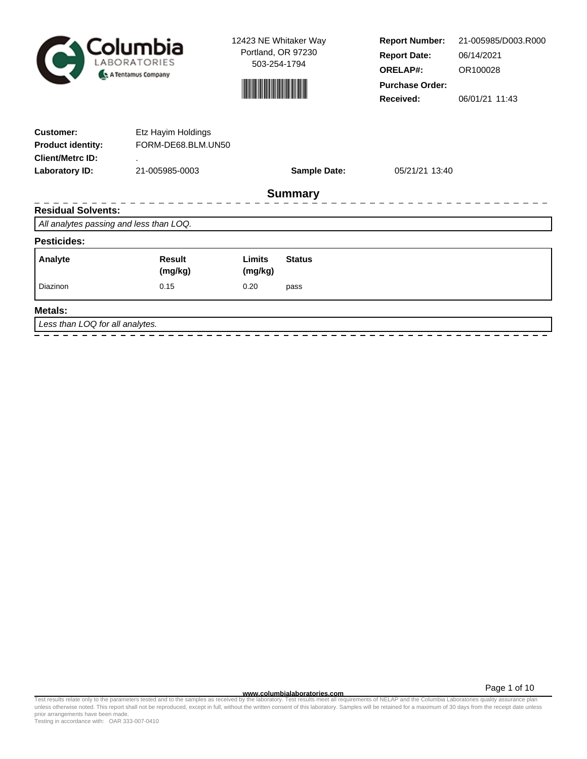Columbia LABORATORIES
A Tentamus Company

12423 NE Whitaker Way
Portland, OR 97230
503-254-1794

| | |
|---|---|
| **Report Number:** | 21-005985/D003.R000 |
| **Report Date:** | 06/14/2021 |
| **ORELAP#:** | OR100028 |
| **Purchase Order:** | |
| **Received:** | 06/01/21 11:43 |

| | | | |
|---|---|---|---|
| **Customer:** | Etz Hayim Holdings | | |
| **Product identity:** | FORM-DE68.BLM.UN50 | | |
| **Client/Metrc ID:** | . | | |
| **Laboratory ID:** | 21-005985-0003 | **Sample Date:** | 05/21/21 13:40 |

## Summary

### Residual Solvents:

*All analytes passing and less than LOQ.*

### Pesticides:

| Analyte | Result (mg/kg) | Limits (mg/kg) | Status |
|---|---|---|---|
| Diazinon | 0.15 | 0.20 | pass |

### Metals:

*Less than LOQ for all analytes.*

www.columbialaboratories.com

Test results relate only to the parameters tested and to the samples as received by the laboratory. Test results meet all requirements of NELAP and the Columbia Laboratories quality assurance plan unless otherwise noted. This report shall not be reproduced, except in full, without the written consent of this laboratory. Samples will be retained for a maximum of 30 days from the receipt date unless prior arrangements have been made.
Testing in accordance with: OAR 333-007-0410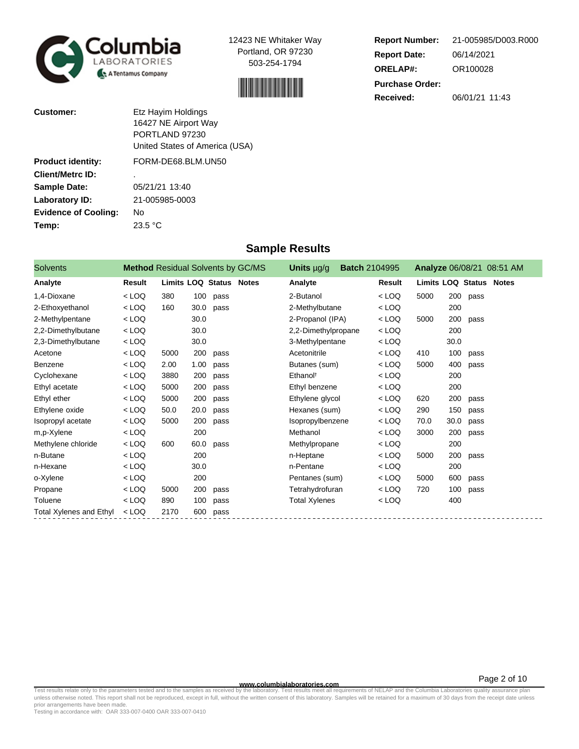Columbia LABORATORIES
A Tentamus Company

12423 NE Whitaker Way
Portland, OR 97230
503-254-1794

**Report Number:** 21-005985/D003.R000
**Report Date:** 06/14/2021
**ORELAP#:** OR100028
**Purchase Order:**
**Received:** 06/01/21 11:43

| | |
|---|---|
| **Customer:** | Etz Hayim Holdings<br>16427 NE Airport Way<br>PORTLAND 97230<br>United States of America (USA) |
| **Product identity:** | FORM-DE68.BLM.UN50 |
| **Client/Metrc ID:** | . |
| **Sample Date:** | 05/21/21 13:40 |
| **Laboratory ID:** | 21-005985-0003 |
| **Evidence of Cooling:** | No |
| **Temp:** | 23.5 °C |

## Sample Results

**Solvents** — **Method** Residual Solvents by GC/MS — **Units** µg/g — **Batch** 2104995 — **Analyze** 06/08/21 08:51 AM

| Analyte | Result | Limits | LOQ | Status | Notes | Analyte | Result | Limits | LOQ | Status | Notes |
|---|---|---|---|---|---|---|---|---|---|---|---|
| 1,4-Dioxane | < LOQ | 380 | 100 | pass | | 2-Butanol | < LOQ | 5000 | 200 | pass | |
| 2-Ethoxyethanol | < LOQ | 160 | 30.0 | pass | | 2-Methylbutane | < LOQ | | 200 | | |
| 2-Methylpentane | < LOQ | | 30.0 | | | 2-Propanol (IPA) | < LOQ | 5000 | 200 | pass | |
| 2,2-Dimethylbutane | < LOQ | | 30.0 | | | 2,2-Dimethylpropane | < LOQ | | 200 | | |
| 2,3-Dimethylbutane | < LOQ | | 30.0 | | | 3-Methylpentane | < LOQ | | 30.0 | | |
| Acetone | < LOQ | 5000 | 200 | pass | | Acetonitrile | < LOQ | 410 | 100 | pass | |
| Benzene | < LOQ | 2.00 | 1.00 | pass | | Butanes (sum) | < LOQ | 5000 | 400 | pass | |
| Cyclohexane | < LOQ | 3880 | 200 | pass | | Ethanol† | < LOQ | | 200 | | |
| Ethyl acetate | < LOQ | 5000 | 200 | pass | | Ethyl benzene | < LOQ | | 200 | | |
| Ethyl ether | < LOQ | 5000 | 200 | pass | | Ethylene glycol | < LOQ | 620 | 200 | pass | |
| Ethylene oxide | < LOQ | 50.0 | 20.0 | pass | | Hexanes (sum) | < LOQ | 290 | 150 | pass | |
| Isopropyl acetate | < LOQ | 5000 | 200 | pass | | Isopropylbenzene | < LOQ | 70.0 | 30.0 | pass | |
| m,p-Xylene | < LOQ | | 200 | | | Methanol | < LOQ | 3000 | 200 | pass | |
| Methylene chloride | < LOQ | 600 | 60.0 | pass | | Methylpropane | < LOQ | | 200 | | |
| n-Butane | < LOQ | | 200 | | | n-Heptane | < LOQ | 5000 | 200 | pass | |
| n-Hexane | < LOQ | | 30.0 | | | n-Pentane | < LOQ | | 200 | | |
| o-Xylene | < LOQ | | 200 | | | Pentanes (sum) | < LOQ | 5000 | 600 | pass | |
| Propane | < LOQ | 5000 | 200 | pass | | Tetrahydrofuran | < LOQ | 720 | 100 | pass | |
| Toluene | < LOQ | 890 | 100 | pass | | Total Xylenes | < LOQ | | 400 | | |
| Total Xylenes and Ethyl | < LOQ | 2170 | 600 | pass | | | | | | | |

www.columbialaboratories.com

Test results relate only to the parameters tested and to the samples as received by the laboratory. Test results meet all requirements of NELAP and the Columbia Laboratories quality assurance plan unless otherwise noted. This report shall not be reproduced, except in full, without the written consent of this laboratory. Samples will be retained for a maximum of 30 days from the receipt date unless prior arrangements have been made.
Testing in accordance with: OAR 333-007-0400 OAR 333-007-0410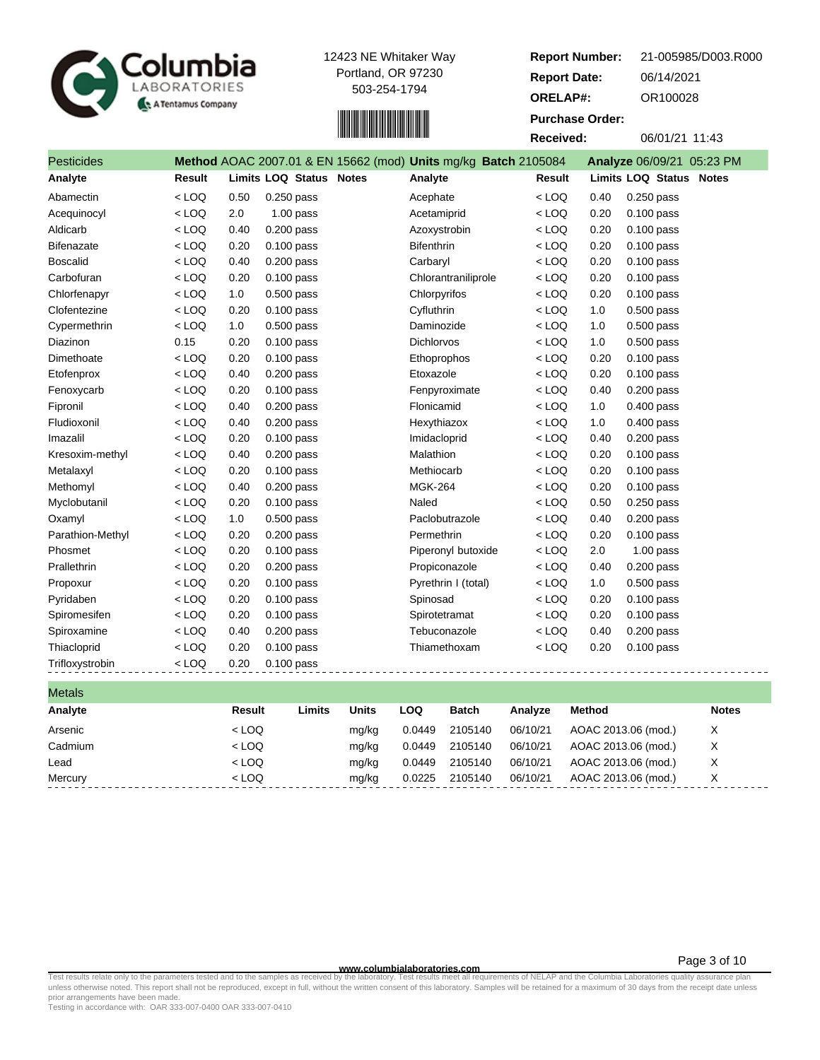Columbia LABORATORIES A Tentamus Company

12423 NE Whitaker Way
Portland, OR 97230
503-254-1794

**Report Number:** 21-005985/D003.R000
**Report Date:** 06/14/2021
**ORELAP#:** OR100028
**Purchase Order:**
**Received:** 06/01/21 11:43

## Pesticides

**Method** AOAC 2007.01 & EN 15662 (mod) **Units** mg/kg **Batch** 2105084 **Analyze** 06/09/21 05:23 PM

| Analyte | Result | Limits | LOQ | Status | Notes | Analyte | Result | Limits | LOQ | Status | Notes |
|---|---|---|---|---|---|---|---|---|---|---|---|
| Abamectin | < LOQ | 0.50 | 0.250 | pass | | Acephate | < LOQ | 0.40 | 0.250 | pass | |
| Acequinocyl | < LOQ | 2.0 | 1.00 | pass | | Acetamiprid | < LOQ | 0.20 | 0.100 | pass | |
| Aldicarb | < LOQ | 0.40 | 0.200 | pass | | Azoxystrobin | < LOQ | 0.20 | 0.100 | pass | |
| Bifenazate | < LOQ | 0.20 | 0.100 | pass | | Bifenthrin | < LOQ | 0.20 | 0.100 | pass | |
| Boscalid | < LOQ | 0.40 | 0.200 | pass | | Carbaryl | < LOQ | 0.20 | 0.100 | pass | |
| Carbofuran | < LOQ | 0.20 | 0.100 | pass | | Chlorantraniliprole | < LOQ | 0.20 | 0.100 | pass | |
| Chlorfenapyr | < LOQ | 1.0 | 0.500 | pass | | Chlorpyrifos | < LOQ | 0.20 | 0.100 | pass | |
| Clofentezine | < LOQ | 0.20 | 0.100 | pass | | Cyfluthrin | < LOQ | 1.0 | 0.500 | pass | |
| Cypermethrin | < LOQ | 1.0 | 0.500 | pass | | Daminozide | < LOQ | 1.0 | 0.500 | pass | |
| Diazinon | 0.15 | 0.20 | 0.100 | pass | | Dichlorvos | < LOQ | 1.0 | 0.500 | pass | |
| Dimethoate | < LOQ | 0.20 | 0.100 | pass | | Ethoprophos | < LOQ | 0.20 | 0.100 | pass | |
| Etofenprox | < LOQ | 0.40 | 0.200 | pass | | Etoxazole | < LOQ | 0.20 | 0.100 | pass | |
| Fenoxycarb | < LOQ | 0.20 | 0.100 | pass | | Fenpyroximate | < LOQ | 0.40 | 0.200 | pass | |
| Fipronil | < LOQ | 0.40 | 0.200 | pass | | Flonicamid | < LOQ | 1.0 | 0.400 | pass | |
| Fludioxonil | < LOQ | 0.40 | 0.200 | pass | | Hexythiazox | < LOQ | 1.0 | 0.400 | pass | |
| Imazalil | < LOQ | 0.20 | 0.100 | pass | | Imidacloprid | < LOQ | 0.40 | 0.200 | pass | |
| Kresoxim-methyl | < LOQ | 0.40 | 0.200 | pass | | Malathion | < LOQ | 0.20 | 0.100 | pass | |
| Metalaxyl | < LOQ | 0.20 | 0.100 | pass | | Methiocarb | < LOQ | 0.20 | 0.100 | pass | |
| Methomyl | < LOQ | 0.40 | 0.200 | pass | | MGK-264 | < LOQ | 0.20 | 0.100 | pass | |
| Myclobutanil | < LOQ | 0.20 | 0.100 | pass | | Naled | < LOQ | 0.50 | 0.250 | pass | |
| Oxamyl | < LOQ | 1.0 | 0.500 | pass | | Paclobutrazole | < LOQ | 0.40 | 0.200 | pass | |
| Parathion-Methyl | < LOQ | 0.20 | 0.200 | pass | | Permethrin | < LOQ | 0.20 | 0.100 | pass | |
| Phosmet | < LOQ | 0.20 | 0.100 | pass | | Piperonyl butoxide | < LOQ | 2.0 | 1.00 | pass | |
| Prallethrin | < LOQ | 0.20 | 0.200 | pass | | Propiconazole | < LOQ | 0.40 | 0.200 | pass | |
| Propoxur | < LOQ | 0.20 | 0.100 | pass | | Pyrethrin I (total) | < LOQ | 1.0 | 0.500 | pass | |
| Pyridaben | < LOQ | 0.20 | 0.100 | pass | | Spinosad | < LOQ | 0.20 | 0.100 | pass | |
| Spiromesifen | < LOQ | 0.20 | 0.100 | pass | | Spirotetramat | < LOQ | 0.20 | 0.100 | pass | |
| Spiroxamine | < LOQ | 0.40 | 0.200 | pass | | Tebuconazole | < LOQ | 0.40 | 0.200 | pass | |
| Thiacloprid | < LOQ | 0.20 | 0.100 | pass | | Thiamethoxam | < LOQ | 0.20 | 0.100 | pass | |
| Trifloxystrobin | < LOQ | 0.20 | 0.100 | pass | | | | | | | |

## Metals

| Analyte | Result | Limits | Units | LOQ | Batch | Analyze | Method | Notes |
|---|---|---|---|---|---|---|---|---|
| Arsenic | < LOQ | | mg/kg | 0.0449 | 2105140 | 06/10/21 | AOAC 2013.06 (mod.) | X |
| Cadmium | < LOQ | | mg/kg | 0.0449 | 2105140 | 06/10/21 | AOAC 2013.06 (mod.) | X |
| Lead | < LOQ | | mg/kg | 0.0449 | 2105140 | 06/10/21 | AOAC 2013.06 (mod.) | X |
| Mercury | < LOQ | | mg/kg | 0.0225 | 2105140 | 06/10/21 | AOAC 2013.06 (mod.) | X |

www.columbialaboratories.com

Test results relate only to the parameters tested and to the samples as received by the laboratory. Test results meet all requirements of NELAP and the Columbia Laboratories quality assurance plan unless otherwise noted. This report shall not be reproduced, except in full, without the written consent of this laboratory. Samples will be retained for a maximum of 30 days from the receipt date unless prior arrangements have been made.
Testing in accordance with: OAR 333-007-0400 OAR 333-007-0410